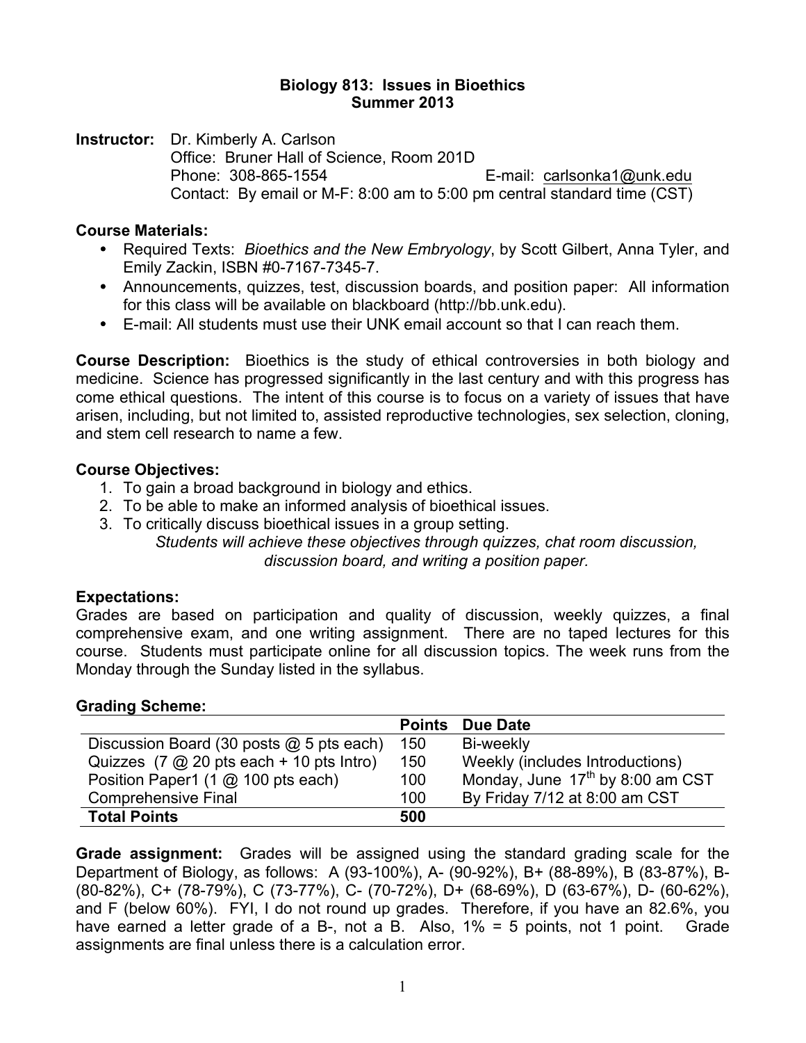# Biology 813: Issues in Bioethics
## Summer 2013

**Instructor:** Dr. Kimberly A. Carlson
Office: Bruner Hall of Science, Room 201D
Phone: 308-865-1554 E-mail: carlsonka1@unk.edu
Contact: By email or M-F: 8:00 am to 5:00 pm central standard time (CST)

**Course Materials:**

- Required Texts: *Bioethics and the New Embryology*, by Scott Gilbert, Anna Tyler, and Emily Zackin, ISBN #0-7167-7345-7.
- Announcements, quizzes, test, discussion boards, and position paper: All information for this class will be available on blackboard (http://bb.unk.edu).
- E-mail: All students must use their UNK email account so that I can reach them.

**Course Description:** Bioethics is the study of ethical controversies in both biology and medicine. Science has progressed significantly in the last century and with this progress has come ethical questions. The intent of this course is to focus on a variety of issues that have arisen, including, but not limited to, assisted reproductive technologies, sex selection, cloning, and stem cell research to name a few.

**Course Objectives:**

1. To gain a broad background in biology and ethics.
2. To be able to make an informed analysis of bioethical issues.
3. To critically discuss bioethical issues in a group setting.

*Students will achieve these objectives through quizzes, chat room discussion, discussion board, and writing a position paper.*

**Expectations:**
Grades are based on participation and quality of discussion, weekly quizzes, a final comprehensive exam, and one writing assignment. There are no taped lectures for this course. Students must participate online for all discussion topics. The week runs from the Monday through the Sunday listed in the syllabus.

**Grading Scheme:**

| | Points | Due Date |
|---|---|---|
| Discussion Board (30 posts @ 5 pts each) | 150 | Bi-weekly |
| Quizzes (7 @ 20 pts each + 10 pts Intro) | 150 | Weekly (includes Introductions) |
| Position Paper1 (1 @ 100 pts each) | 100 | Monday, June 17th by 8:00 am CST |
| Comprehensive Final | 100 | By Friday 7/12 at 8:00 am CST |
| **Total Points** | **500** | |

**Grade assignment:** Grades will be assigned using the standard grading scale for the Department of Biology, as follows: A (93-100%), A- (90-92%), B+ (88-89%), B (83-87%), B- (80-82%), C+ (78-79%), C (73-77%), C- (70-72%), D+ (68-69%), D (63-67%), D- (60-62%), and F (below 60%). FYI, I do not round up grades. Therefore, if you have an 82.6%, you have earned a letter grade of a B-, not a B. Also, 1% = 5 points, not 1 point. Grade assignments are final unless there is a calculation error.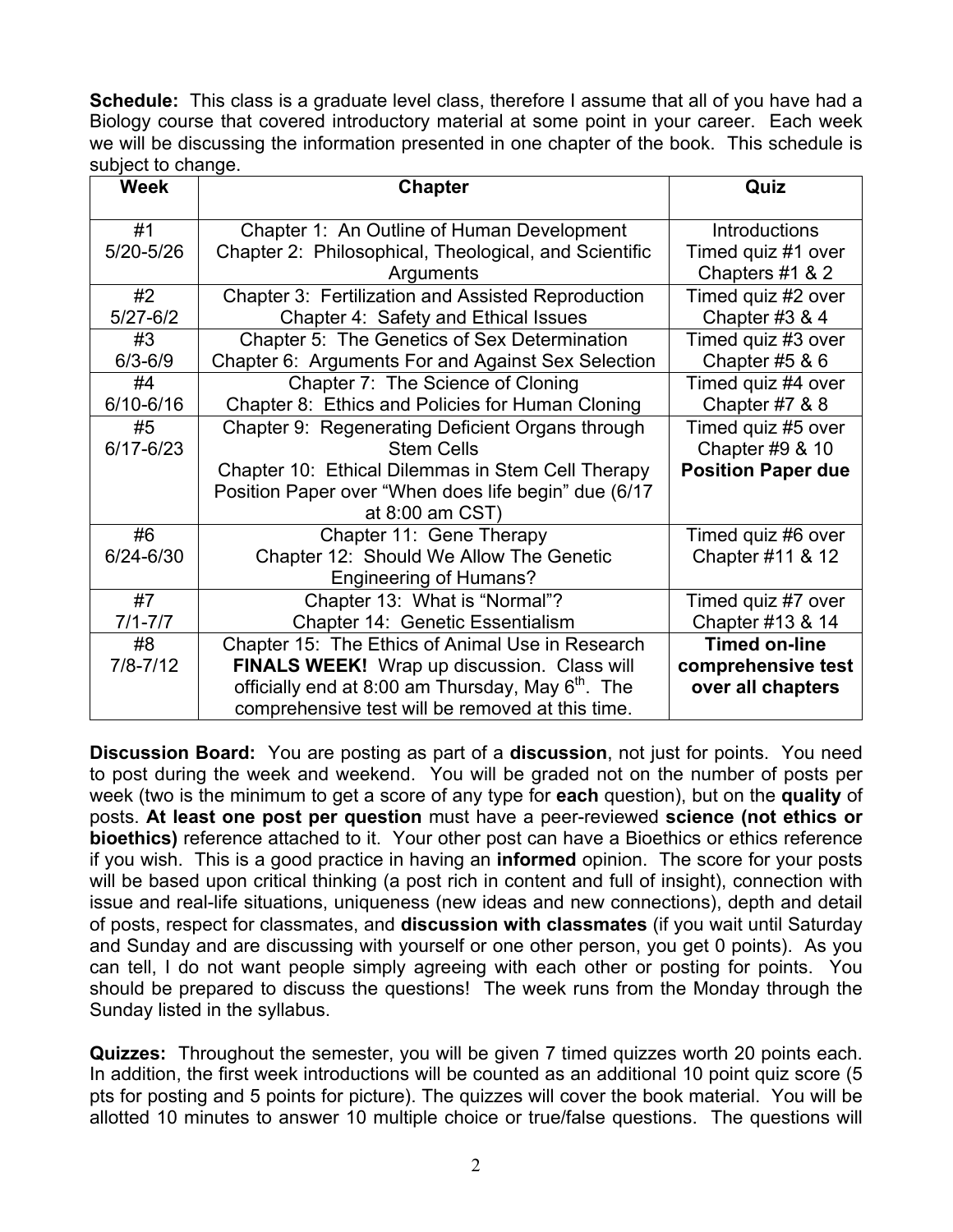**Schedule:** This class is a graduate level class, therefore I assume that all of you have had a Biology course that covered introductory material at some point in your career. Each week we will be discussing the information presented in one chapter of the book. This schedule is subject to change.

| Week | Chapter | Quiz |
|---|---|---|
| #1 5/20-5/26 | Chapter 1: An Outline of Human Development<br>Chapter 2: Philosophical, Theological, and Scientific Arguments | Introductions<br>Timed quiz #1 over Chapters #1 & 2 |
| #2 5/27-6/2 | Chapter 3: Fertilization and Assisted Reproduction<br>Chapter 4: Safety and Ethical Issues | Timed quiz #2 over Chapter #3 & 4 |
| #3 6/3-6/9 | Chapter 5: The Genetics of Sex Determination<br>Chapter 6: Arguments For and Against Sex Selection | Timed quiz #3 over Chapter #5 & 6 |
| #4 6/10-6/16 | Chapter 7: The Science of Cloning<br>Chapter 8: Ethics and Policies for Human Cloning | Timed quiz #4 over Chapter #7 & 8 |
| #5 6/17-6/23 | Chapter 9: Regenerating Deficient Organs through Stem Cells<br>Chapter 10: Ethical Dilemmas in Stem Cell Therapy<br>Position Paper over "When does life begin" due (6/17 at 8:00 am CST) | Timed quiz #5 over Chapter #9 & 10<br>**Position Paper due** |
| #6 6/24-6/30 | Chapter 11: Gene Therapy<br>Chapter 12: Should We Allow The Genetic Engineering of Humans? | Timed quiz #6 over Chapter #11 & 12 |
| #7 7/1-7/7 | Chapter 13: What is "Normal"?<br>Chapter 14: Genetic Essentialism | Timed quiz #7 over Chapter #13 & 14 |
| #8 7/8-7/12 | Chapter 15: The Ethics of Animal Use in Research<br>**FINALS WEEK!** Wrap up discussion. Class will officially end at 8:00 am Thursday, May 6th. The comprehensive test will be removed at this time. | **Timed on-line comprehensive test over all chapters** |

**Discussion Board:** You are posting as part of a **discussion**, not just for points. You need to post during the week and weekend. You will be graded not on the number of posts per week (two is the minimum to get a score of any type for **each** question), but on the **quality** of posts. **At least one post per question** must have a peer-reviewed **science (not ethics or bioethics)** reference attached to it. Your other post can have a Bioethics or ethics reference if you wish. This is a good practice in having an **informed** opinion. The score for your posts will be based upon critical thinking (a post rich in content and full of insight), connection with issue and real-life situations, uniqueness (new ideas and new connections), depth and detail of posts, respect for classmates, and **discussion with classmates** (if you wait until Saturday and Sunday and are discussing with yourself or one other person, you get 0 points). As you can tell, I do not want people simply agreeing with each other or posting for points. You should be prepared to discuss the questions! The week runs from the Monday through the Sunday listed in the syllabus.

**Quizzes:** Throughout the semester, you will be given 7 timed quizzes worth 20 points each. In addition, the first week introductions will be counted as an additional 10 point quiz score (5 pts for posting and 5 points for picture). The quizzes will cover the book material. You will be allotted 10 minutes to answer 10 multiple choice or true/false questions. The questions will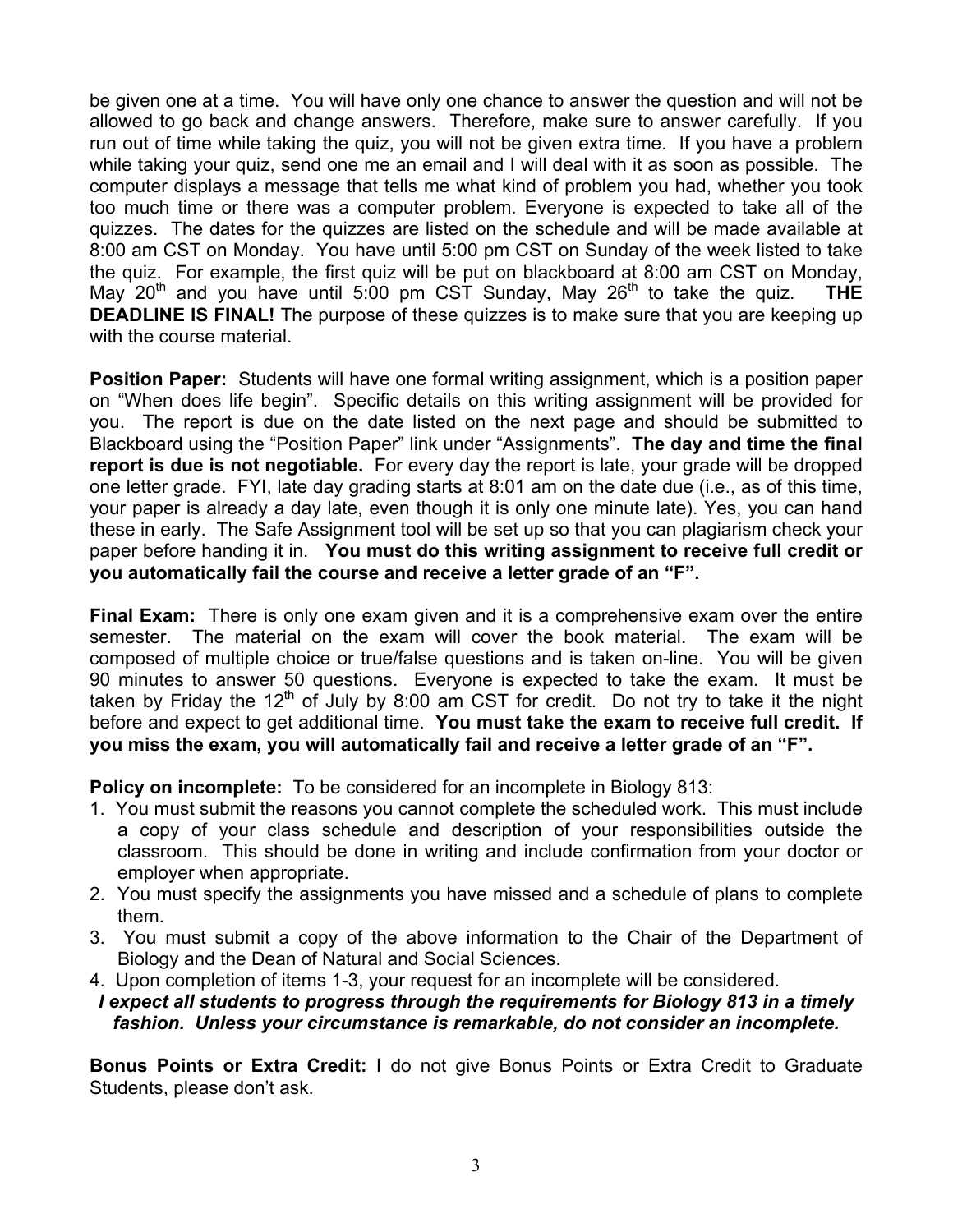be given one at a time. You will have only one chance to answer the question and will not be allowed to go back and change answers. Therefore, make sure to answer carefully. If you run out of time while taking the quiz, you will not be given extra time. If you have a problem while taking your quiz, send one me an email and I will deal with it as soon as possible. The computer displays a message that tells me what kind of problem you had, whether you took too much time or there was a computer problem. Everyone is expected to take all of the quizzes. The dates for the quizzes are listed on the schedule and will be made available at 8:00 am CST on Monday. You have until 5:00 pm CST on Sunday of the week listed to take the quiz. For example, the first quiz will be put on blackboard at 8:00 am CST on Monday, May 20th and you have until 5:00 pm CST Sunday, May 26th to take the quiz. **THE DEADLINE IS FINAL!** The purpose of these quizzes is to make sure that you are keeping up with the course material.

**Position Paper:** Students will have one formal writing assignment, which is a position paper on "When does life begin". Specific details on this writing assignment will be provided for you. The report is due on the date listed on the next page and should be submitted to Blackboard using the "Position Paper" link under "Assignments". **The day and time the final report is due is not negotiable.** For every day the report is late, your grade will be dropped one letter grade. FYI, late day grading starts at 8:01 am on the date due (i.e., as of this time, your paper is already a day late, even though it is only one minute late). Yes, you can hand these in early. The Safe Assignment tool will be set up so that you can plagiarism check your paper before handing it in. **You must do this writing assignment to receive full credit or you automatically fail the course and receive a letter grade of an "F".**

**Final Exam:** There is only one exam given and it is a comprehensive exam over the entire semester. The material on the exam will cover the book material. The exam will be composed of multiple choice or true/false questions and is taken on-line. You will be given 90 minutes to answer 50 questions. Everyone is expected to take the exam. It must be taken by Friday the 12th of July by 8:00 am CST for credit. Do not try to take it the night before and expect to get additional time. **You must take the exam to receive full credit. If you miss the exam, you will automatically fail and receive a letter grade of an "F".**

**Policy on incomplete:** To be considered for an incomplete in Biology 813:

1. You must submit the reasons you cannot complete the scheduled work. This must include a copy of your class schedule and description of your responsibilities outside the classroom. This should be done in writing and include confirmation from your doctor or employer when appropriate.
2. You must specify the assignments you have missed and a schedule of plans to complete them.
3. You must submit a copy of the above information to the Chair of the Department of Biology and the Dean of Natural and Social Sciences.
4. Upon completion of items 1-3, your request for an incomplete will be considered.

***I expect all students to progress through the requirements for Biology 813 in a timely fashion. Unless your circumstance is remarkable, do not consider an incomplete.***

**Bonus Points or Extra Credit:** I do not give Bonus Points or Extra Credit to Graduate Students, please don't ask.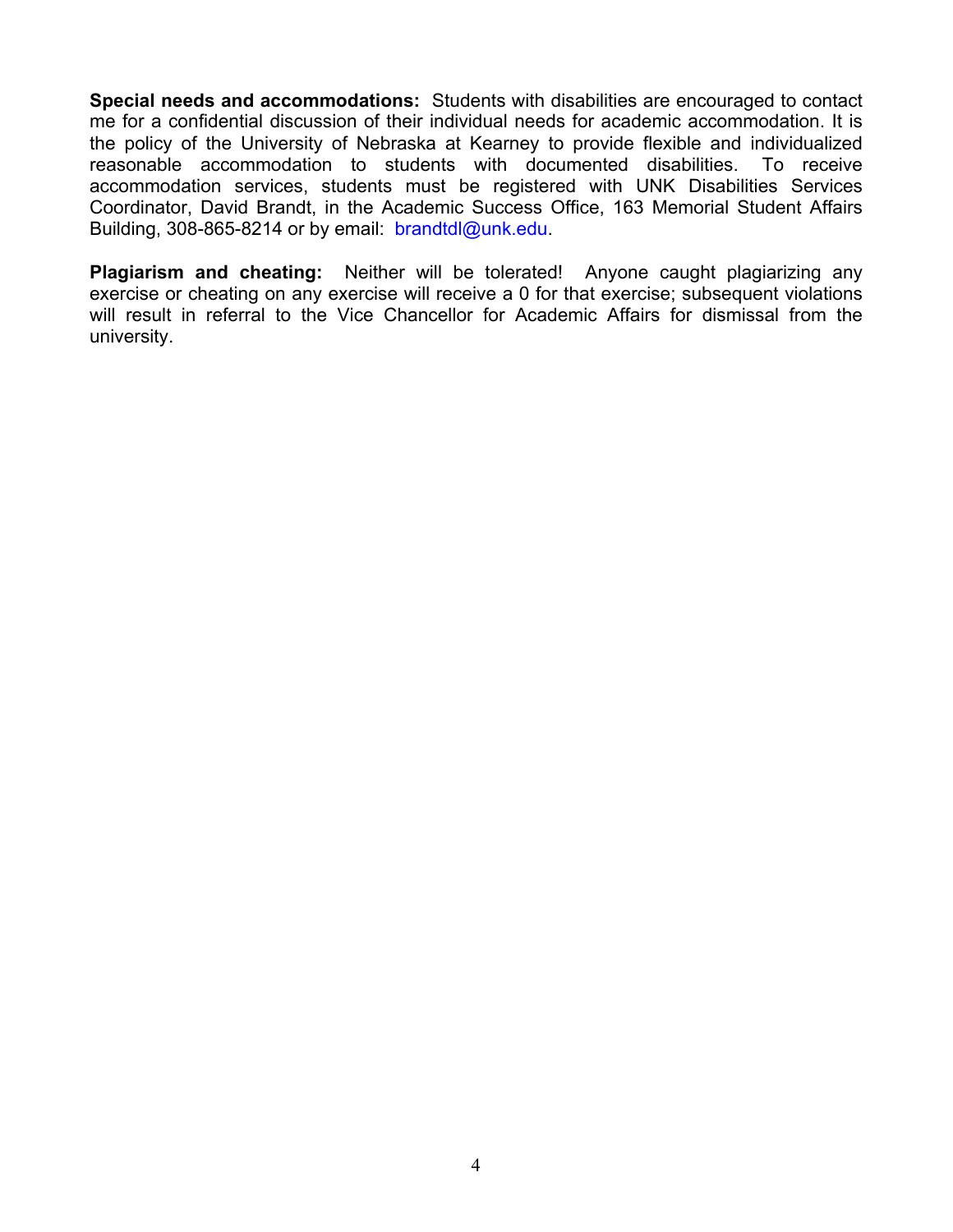**Special needs and accommodations:** Students with disabilities are encouraged to contact me for a confidential discussion of their individual needs for academic accommodation. It is the policy of the University of Nebraska at Kearney to provide flexible and individualized reasonable accommodation to students with documented disabilities. To receive accommodation services, students must be registered with UNK Disabilities Services Coordinator, David Brandt, in the Academic Success Office, 163 Memorial Student Affairs Building, 308-865-8214 or by email: brandtdl@unk.edu.

**Plagiarism and cheating:** Neither will be tolerated! Anyone caught plagiarizing any exercise or cheating on any exercise will receive a 0 for that exercise; subsequent violations will result in referral to the Vice Chancellor for Academic Affairs for dismissal from the university.